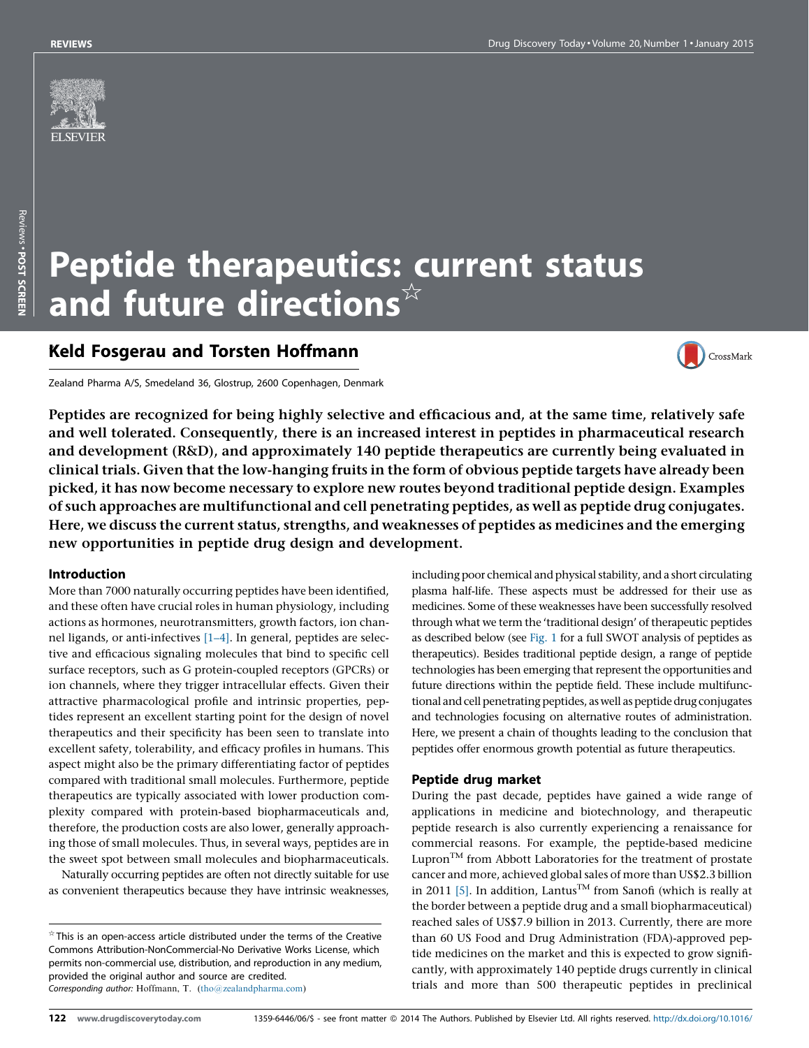# Peptide therapeutics: current status and future directions☆

## Keld Fosgerau and Torsten Hoffmann

Zealand Pharma A/S, Smedeland 36, Glostrup, 2600 Copenhagen, Denmark

**Peptides are recognized for being highly selective and efficacious and, at the same time, relatively safe and well tolerated. Consequently, there is an increased interest in peptides in pharmaceutical research and development (R&D), and approximately 140 peptide therapeutics are currently being evaluated in clinical trials. Given that the low-hanging fruits in the form of obvious peptide targets have already been picked, it has now become necessary to explore new routes beyond traditional peptide design. Examples of such approaches are multifunctional and cell penetrating peptides, as well as peptide drug conjugates. Here, we discuss the current status, strengths, and weaknesses of peptides as medicines and the emerging new opportunities in peptide drug design and development.**

### Introduction

More than 7000 naturally occurring peptides have been identified, and these often have crucial roles in human physiology, including actions as hormones, neurotransmitters, growth factors, ion channel ligands, or anti-infectives [1–4]. In general, peptides are selective and efficacious signaling molecules that bind to specific cell surface receptors, such as G protein-coupled receptors (GPCRs) or ion channels, where they trigger intracellular effects. Given their attractive pharmacological profile and intrinsic properties, peptides represent an excellent starting point for the design of novel therapeutics and their specificity has been seen to translate into excellent safety, tolerability, and efficacy profiles in humans. This aspect might also be the primary differentiating factor of peptides compared with traditional small molecules. Furthermore, peptide therapeutics are typically associated with lower production complexity compared with protein-based biopharmaceuticals and, therefore, the production costs are also lower, generally approaching those of small molecules. Thus, in several ways, peptides are in the sweet spot between small molecules and biopharmaceuticals.

Naturally occurring peptides are often not directly suitable for use as convenient therapeutics because they have intrinsic weaknesses, including poor chemical and physical stability, and a short circulating plasma half-life. These aspects must be addressed for their use as medicines. Some of these weaknesses have been successfully resolved through what we term the 'traditional design' of therapeutic peptides as described below (see Fig. 1 for a full SWOT analysis of peptides as therapeutics). Besides traditional peptide design, a range of peptide technologies has been emerging that represent the opportunities and future directions within the peptide field. These include multifunctional and cell penetrating peptides, as well as peptide drug conjugates and technologies focusing on alternative routes of administration. Here, we present a chain of thoughts leading to the conclusion that peptides offer enormous growth potential as future therapeutics.

### Peptide drug market

During the past decade, peptides have gained a wide range of applications in medicine and biotechnology, and therapeutic peptide research is also currently experiencing a renaissance for commercial reasons. For example, the peptide-based medicine Lupron™ from Abbott Laboratories for the treatment of prostate cancer and more, achieved global sales of more than US$2.3 billion in 2011 [5]. In addition, Lantus™ from Sanofi (which is really at the border between a peptide drug and a small biopharmaceutical) reached sales of US$7.9 billion in 2013. Currently, there are more than 60 US Food and Drug Administration (FDA)-approved peptide medicines on the market and this is expected to grow significantly, with approximately 140 peptide drugs currently in clinical trials and more than 500 therapeutic peptides in preclinical

☆ This is an open-access article distributed under the terms of the Creative Commons Attribution-NonCommercial-No Derivative Works License, which permits non-commercial use, distribution, and reproduction in any medium, provided the original author and source are credited.

*Corresponding author:* Hoffmann, T. (tho@zealandpharma.com)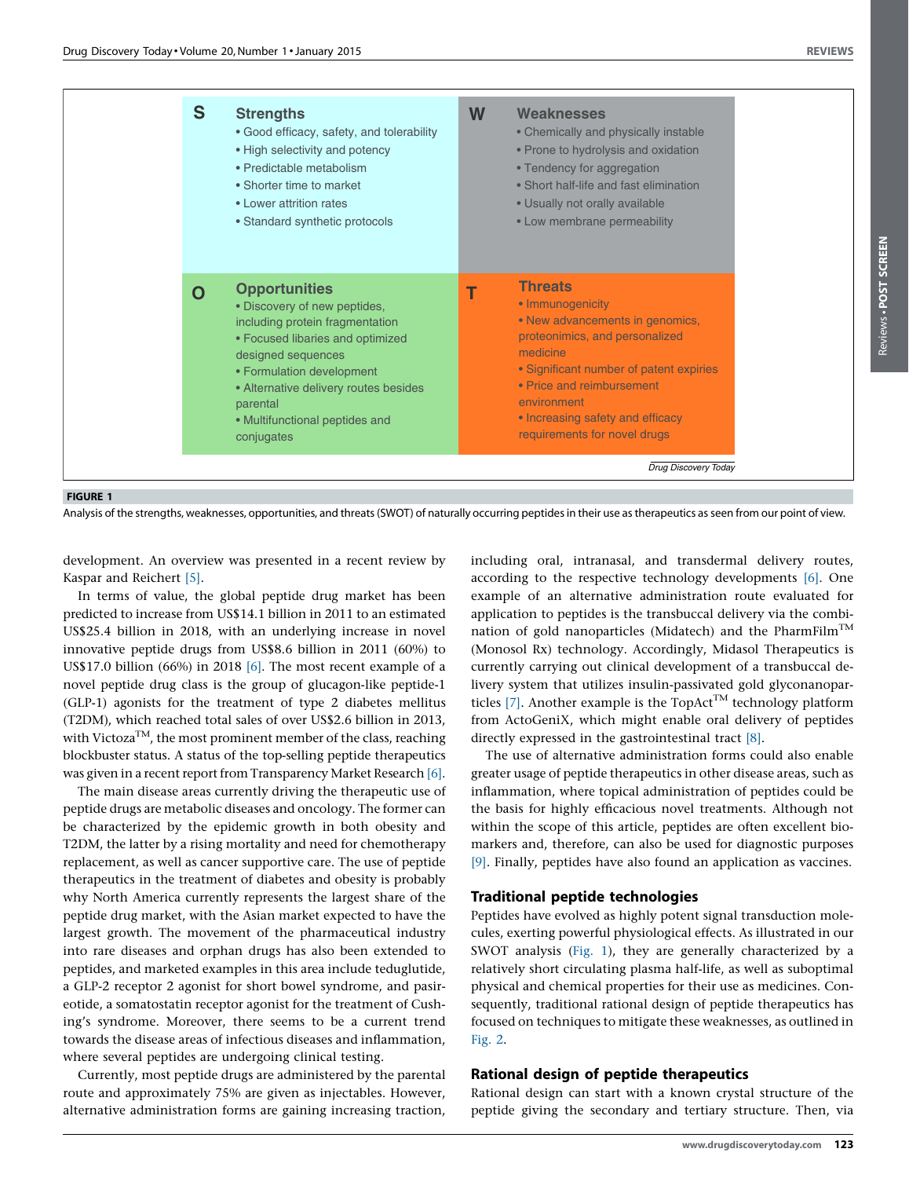| S | Strengths | W | Weaknesses |
|---|---|---|---|
| | • Good efficacy, safety, and tolerability<br>• High selectivity and potency<br>• Predictable metabolism<br>• Shorter time to market<br>• Lower attrition rates<br>• Standard synthetic protocols | | • Chemically and physically instable<br>• Prone to hydrolysis and oxidation<br>• Tendency for aggregation<br>• Short half-life and fast elimination<br>• Usually not orally available<br>• Low membrane permeability |
| **O** | **Opportunities** | **T** | **Threats** |
| | • Discovery of new peptides, including protein fragmentation<br>• Focused libaries and optimized designed sequences<br>• Formulation development<br>• Alternative delivery routes besides parental<br>• Multifunctional peptides and conjugates | | • Immunogenicity<br>• New advancements in genomics, proteonimics, and personalized medicine<br>• Significant number of patent expiries<br>• Price and reimbursement environment<br>• Increasing safety and efficacy requirements for novel drugs |

Drug Discovery Today

**FIGURE 1**

Analysis of the strengths, weaknesses, opportunities, and threats (SWOT) of naturally occurring peptides in their use as therapeutics as seen from our point of view.

development. An overview was presented in a recent review by Kaspar and Reichert [5].

In terms of value, the global peptide drug market has been predicted to increase from US$14.1 billion in 2011 to an estimated US$25.4 billion in 2018, with an underlying increase in novel innovative peptide drugs from US$8.6 billion in 2011 (60%) to US$17.0 billion (66%) in 2018 [6]. The most recent example of a novel peptide drug class is the group of glucagon-like peptide-1 (GLP-1) agonists for the treatment of type 2 diabetes mellitus (T2DM), which reached total sales of over US$2.6 billion in 2013, with Victoza™, the most prominent member of the class, reaching blockbuster status. A status of the top-selling peptide therapeutics was given in a recent report from Transparency Market Research [6].

The main disease areas currently driving the therapeutic use of peptide drugs are metabolic diseases and oncology. The former can be characterized by the epidemic growth in both obesity and T2DM, the latter by a rising mortality and need for chemotherapy replacement, as well as cancer supportive care. The use of peptide therapeutics in the treatment of diabetes and obesity is probably why North America currently represents the largest share of the peptide drug market, with the Asian market expected to have the largest growth. The movement of the pharmaceutical industry into rare diseases and orphan drugs has also been extended to peptides, and marketed examples in this area include teduglutide, a GLP-2 receptor 2 agonist for short bowel syndrome, and pasireotide, a somatostatin receptor agonist for the treatment of Cushing's syndrome. Moreover, there seems to be a current trend towards the disease areas of infectious diseases and inflammation, where several peptides are undergoing clinical testing.

Currently, most peptide drugs are administered by the parental route and approximately 75% are given as injectables. However, alternative administration forms are gaining increasing traction, including oral, intranasal, and transdermal delivery routes, according to the respective technology developments [6]. One example of an alternative administration route evaluated for application to peptides is the transbuccal delivery via the combination of gold nanoparticles (Midatech) and the PharmFilm™ (Monosol Rx) technology. Accordingly, Midasol Therapeutics is currently carrying out clinical development of a transbuccal delivery system that utilizes insulin-passivated gold glyconanoparticles [7]. Another example is the TopAct™ technology platform from ActoGeniX, which might enable oral delivery of peptides directly expressed in the gastrointestinal tract [8].

The use of alternative administration forms could also enable greater usage of peptide therapeutics in other disease areas, such as inflammation, where topical administration of peptides could be the basis for highly efficacious novel treatments. Although not within the scope of this article, peptides are often excellent biomarkers and, therefore, can also be used for diagnostic purposes [9]. Finally, peptides have also found an application as vaccines.

## Traditional peptide technologies

Peptides have evolved as highly potent signal transduction molecules, exerting powerful physiological effects. As illustrated in our SWOT analysis (Fig. 1), they are generally characterized by a relatively short circulating plasma half-life, as well as suboptimal physical and chemical properties for their use as medicines. Consequently, traditional rational design of peptide therapeutics has focused on techniques to mitigate these weaknesses, as outlined in Fig. 2.

## Rational design of peptide therapeutics

Rational design can start with a known crystal structure of the peptide giving the secondary and tertiary structure. Then, via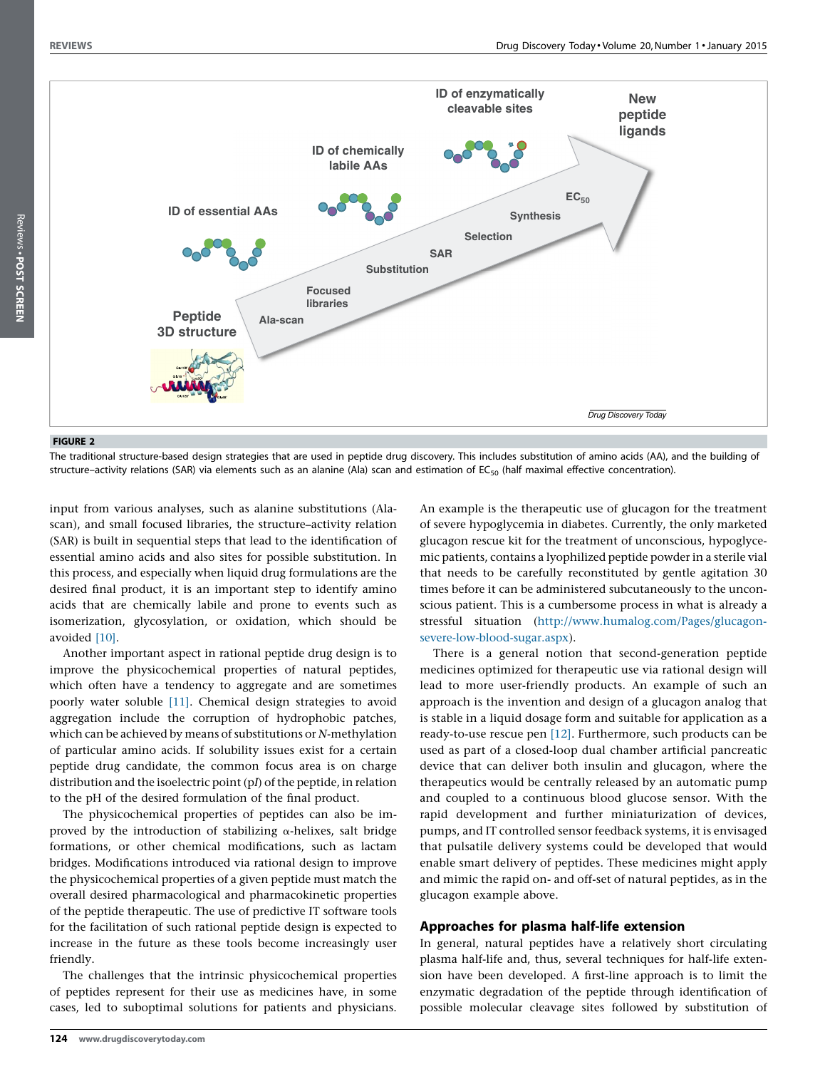**FIGURE 2**

The traditional structure-based design strategies that are used in peptide drug discovery. This includes substitution of amino acids (AA), and the building of structure–activity relations (SAR) via elements such as an alanine (Ala) scan and estimation of $EC_{50}$ (half maximal effective concentration).

input from various analyses, such as alanine substitutions (Ala-scan), and small focused libraries, the structure–activity relation (SAR) is built in sequential steps that lead to the identification of essential amino acids and also sites for possible substitution. In this process, and especially when liquid drug formulations are the desired final product, it is an important step to identify amino acids that are chemically labile and prone to events such as isomerization, glycosylation, or oxidation, which should be avoided [10].

Another important aspect in rational peptide drug design is to improve the physicochemical properties of natural peptides, which often have a tendency to aggregate and are sometimes poorly water soluble [11]. Chemical design strategies to avoid aggregation include the corruption of hydrophobic patches, which can be achieved by means of substitutions or *N*-methylation of particular amino acids. If solubility issues exist for a certain peptide drug candidate, the common focus area is on charge distribution and the isoelectric point (p*I*) of the peptide, in relation to the pH of the desired formulation of the final product.

The physicochemical properties of peptides can also be improved by the introduction of stabilizing α-helixes, salt bridge formations, or other chemical modifications, such as lactam bridges. Modifications introduced via rational design to improve the physicochemical properties of a given peptide must match the overall desired pharmacological and pharmacokinetic properties of the peptide therapeutic. The use of predictive IT software tools for the facilitation of such rational peptide design is expected to increase in the future as these tools become increasingly user friendly.

The challenges that the intrinsic physicochemical properties of peptides represent for their use as medicines have, in some cases, led to suboptimal solutions for patients and physicians. An example is the therapeutic use of glucagon for the treatment of severe hypoglycemia in diabetes. Currently, the only marketed glucagon rescue kit for the treatment of unconscious, hypoglycemic patients, contains a lyophilized peptide powder in a sterile vial that needs to be carefully reconstituted by gentle agitation 30 times before it can be administered subcutaneously to the unconscious patient. This is a cumbersome process in what is already a stressful situation (http://www.humalog.com/Pages/glucagon-severe-low-blood-sugar.aspx).

There is a general notion that second-generation peptide medicines optimized for therapeutic use via rational design will lead to more user-friendly products. An example of such an approach is the invention and design of a glucagon analog that is stable in a liquid dosage form and suitable for application as a ready-to-use rescue pen [12]. Furthermore, such products can be used as part of a closed-loop dual chamber artificial pancreatic device that can deliver both insulin and glucagon, where the therapeutics would be centrally released by an automatic pump and coupled to a continuous blood glucose sensor. With the rapid development and further miniaturization of devices, pumps, and IT controlled sensor feedback systems, it is envisaged that pulsatile delivery systems could be developed that would enable smart delivery of peptides. These medicines might apply and mimic the rapid on- and off-set of natural peptides, as in the glucagon example above.

## Approaches for plasma half-life extension

In general, natural peptides have a relatively short circulating plasma half-life and, thus, several techniques for half-life extension have been developed. A first-line approach is to limit the enzymatic degradation of the peptide through identification of possible molecular cleavage sites followed by substitution of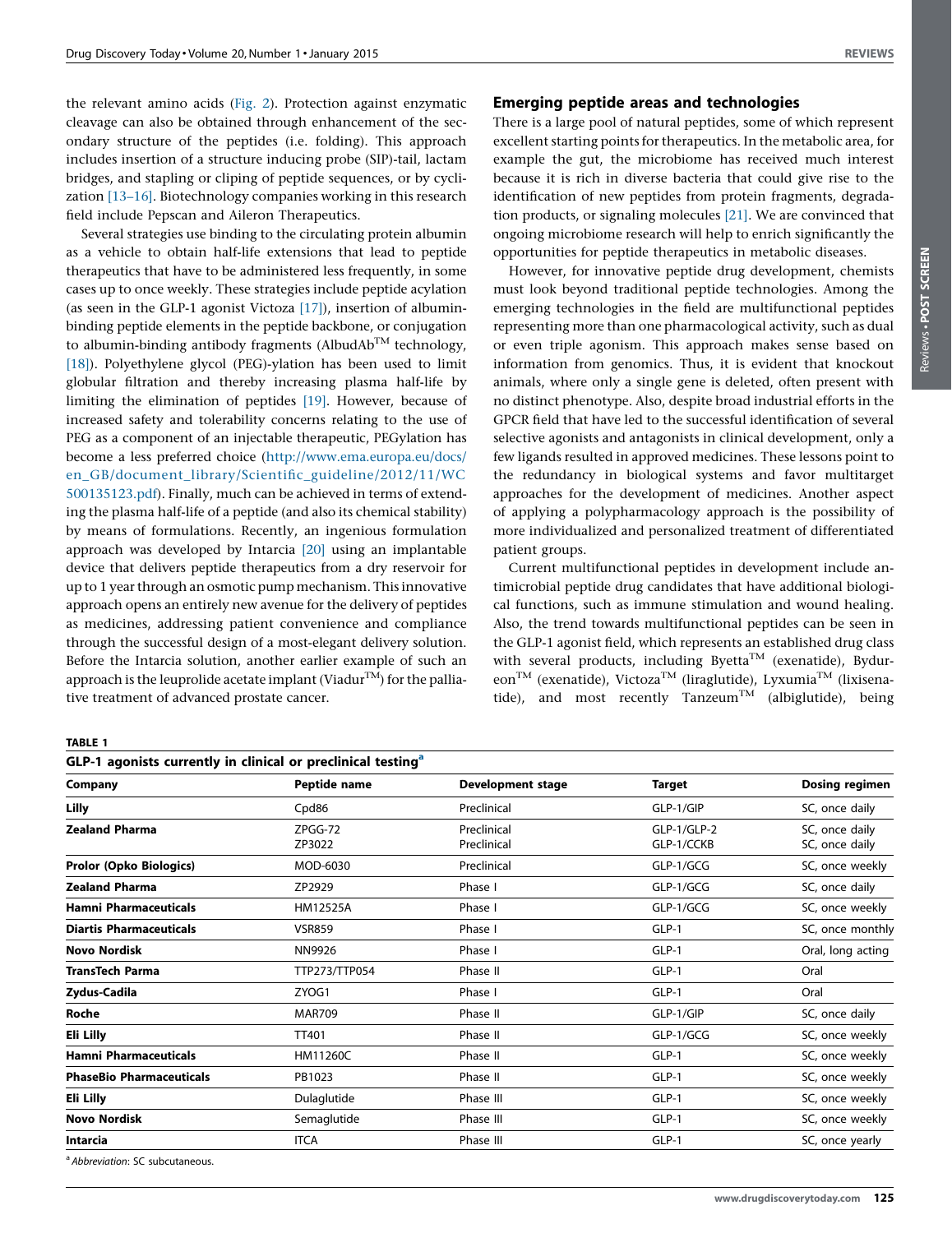the relevant amino acids (Fig. 2). Protection against enzymatic cleavage can also be obtained through enhancement of the secondary structure of the peptides (i.e. folding). This approach includes insertion of a structure inducing probe (SIP)-tail, lactam bridges, and stapling or cliping of peptide sequences, or by cyclization [13–16]. Biotechnology companies working in this research field include Pepscan and Aileron Therapeutics.

Several strategies use binding to the circulating protein albumin as a vehicle to obtain half-life extensions that lead to peptide therapeutics that have to be administered less frequently, in some cases up to once weekly. These strategies include peptide acylation (as seen in the GLP-1 agonist Victoza [17]), insertion of albumin-binding peptide elements in the peptide backbone, or conjugation to albumin-binding antibody fragments (AlbudAb™ technology, [18]). Polyethylene glycol (PEG)-ylation has been used to limit globular filtration and thereby increasing plasma half-life by limiting the elimination of peptides [19]. However, because of increased safety and tolerability concerns relating to the use of PEG as a component of an injectable therapeutic, PEGylation has become a less preferred choice (http://www.ema.europa.eu/docs/en_GB/document_library/Scientific_guideline/2012/11/WC500135123.pdf). Finally, much can be achieved in terms of extending the plasma half-life of a peptide (and also its chemical stability) by means of formulations. Recently, an ingenious formulation approach was developed by Intarcia [20] using an implantable device that delivers peptide therapeutics from a dry reservoir for up to 1 year through an osmotic pump mechanism. This innovative approach opens an entirely new avenue for the delivery of peptides as medicines, addressing patient convenience and compliance through the successful design of a most-elegant delivery solution. Before the Intarcia solution, another earlier example of such an approach is the leuprolide acetate implant (Viadur™) for the palliative treatment of advanced prostate cancer.

## Emerging peptide areas and technologies

There is a large pool of natural peptides, some of which represent excellent starting points for therapeutics. In the metabolic area, for example the gut, the microbiome has received much interest because it is rich in diverse bacteria that could give rise to the identification of new peptides from protein fragments, degradation products, or signaling molecules [21]. We are convinced that ongoing microbiome research will help to enrich significantly the opportunities for peptide therapeutics in metabolic diseases.

However, for innovative peptide drug development, chemists must look beyond traditional peptide technologies. Among the emerging technologies in the field are multifunctional peptides representing more than one pharmacological activity, such as dual or even triple agonism. This approach makes sense based on information from genomics. Thus, it is evident that knockout animals, where only a single gene is deleted, often present with no distinct phenotype. Also, despite broad industrial efforts in the GPCR field that have led to the successful identification of several selective agonists and antagonists in clinical development, only a few ligands resulted in approved medicines. These lessons point to the redundancy in biological systems and favor multitarget approaches for the development of medicines. Another aspect of applying a polypharmacology approach is the possibility of more individualized and personalized treatment of differentiated patient groups.

Current multifunctional peptides in development include antimicrobial peptide drug candidates that have additional biological functions, such as immune stimulation and wound healing. Also, the trend towards multifunctional peptides can be seen in the GLP-1 agonist field, which represents an established drug class with several products, including Byetta™ (exenatide), Bydureon™ (exenatide), Victoza™ (liraglutide), Lyxumia™ (lixisenatide), and most recently Tanzeum™ (albiglutide), being

**TABLE 1**
**GLP-1 agonists currently in clinical or preclinical testing[a]**

| Company | Peptide name | Development stage | Target | Dosing regimen |
|---|---|---|---|---|
| **Lilly** | Cpd86 | Preclinical | GLP-1/GIP | SC, once daily |
| **Zealand Pharma** | ZPGG-72<br>ZP3022 | Preclinical<br>Preclinical | GLP-1/GLP-2<br>GLP-1/CCKB | SC, once daily<br>SC, once daily |
| **Prolor (Opko Biologics)** | MOD-6030 | Preclinical | GLP-1/GCG | SC, once weekly |
| **Zealand Pharma** | ZP2929 | Phase I | GLP-1/GCG | SC, once daily |
| **Hamni Pharmaceuticals** | HM12525A | Phase I | GLP-1/GCG | SC, once weekly |
| **Diartis Pharmaceuticals** | VSR859 | Phase I | GLP-1 | SC, once monthly |
| **Novo Nordisk** | NN9926 | Phase I | GLP-1 | Oral, long acting |
| **TransTech Parma** | TTP273/TTP054 | Phase II | GLP-1 | Oral |
| **Zydus-Cadila** | ZYOG1 | Phase I | GLP-1 | Oral |
| **Roche** | MAR709 | Phase II | GLP-1/GIP | SC, once daily |
| **Eli Lilly** | TT401 | Phase II | GLP-1/GCG | SC, once weekly |
| **Hamni Pharmaceuticals** | HM11260C | Phase II | GLP-1 | SC, once weekly |
| **PhaseBio Pharmaceuticals** | PB1023 | Phase II | GLP-1 | SC, once weekly |
| **Eli Lilly** | Dulaglutide | Phase III | GLP-1 | SC, once weekly |
| **Novo Nordisk** | Semaglutide | Phase III | GLP-1 | SC, once weekly |
| **Intarcia** | ITCA | Phase III | GLP-1 | SC, once yearly |

[a] *Abbreviation*: SC subcutaneous.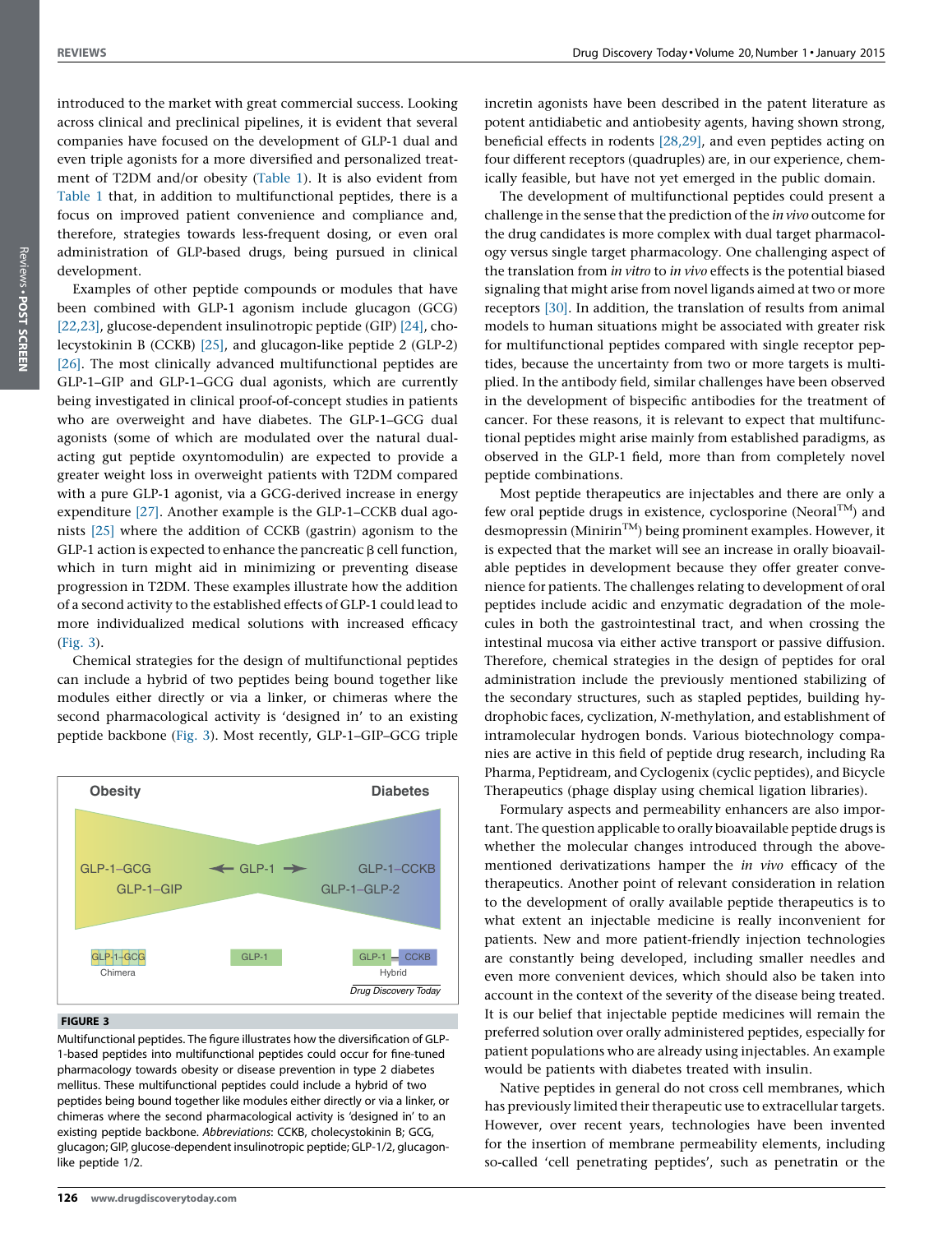introduced to the market with great commercial success. Looking across clinical and preclinical pipelines, it is evident that several companies have focused on the development of GLP-1 dual and even triple agonists for a more diversified and personalized treatment of T2DM and/or obesity (Table 1). It is also evident from Table 1 that, in addition to multifunctional peptides, there is a focus on improved patient convenience and compliance and, therefore, strategies towards less-frequent dosing, or even oral administration of GLP-based drugs, being pursued in clinical development.

Examples of other peptide compounds or modules that have been combined with GLP-1 agonism include glucagon (GCG) [22,23], glucose-dependent insulinotropic peptide (GIP) [24], cholecystokinin B (CCKB) [25], and glucagon-like peptide 2 (GLP-2) [26]. The most clinically advanced multifunctional peptides are GLP-1–GIP and GLP-1–GCG dual agonists, which are currently being investigated in clinical proof-of-concept studies in patients who are overweight and have diabetes. The GLP-1–GCG dual agonists (some of which are modulated over the natural dual-acting gut peptide oxyntomodulin) are expected to provide a greater weight loss in overweight patients with T2DM compared with a pure GLP-1 agonist, via a GCG-derived increase in energy expenditure [27]. Another example is the GLP-1–CCKB dual agonists [25] where the addition of CCKB (gastrin) agonism to the GLP-1 action is expected to enhance the pancreatic β cell function, which in turn might aid in minimizing or preventing disease progression in T2DM. These examples illustrate how the addition of a second activity to the established effects of GLP-1 could lead to more individualized medical solutions with increased efficacy (Fig. 3).

Chemical strategies for the design of multifunctional peptides can include a hybrid of two peptides being bound together like modules either directly or via a linker, or chimeras where the second pharmacological activity is 'designed in' to an existing peptide backbone (Fig. 3). Most recently, GLP-1–GIP–GCG triple

**FIGURE 3**

Multifunctional peptides. The figure illustrates how the diversification of GLP-1-based peptides into multifunctional peptides could occur for fine-tuned pharmacology towards obesity or disease prevention in type 2 diabetes mellitus. These multifunctional peptides could include a hybrid of two peptides being bound together like modules either directly or via a linker, or chimeras where the second pharmacological activity is 'designed in' to an existing peptide backbone. *Abbreviations*: CCKB, cholecystokinin B; GCG, glucagon; GIP, glucose-dependent insulinotropic peptide; GLP-1/2, glucagon-like peptide 1/2.

incretin agonists have been described in the patent literature as potent antidiabetic and antiobesity agents, having shown strong, beneficial effects in rodents [28,29], and even peptides acting on four different receptors (quadruples) are, in our experience, chemically feasible, but have not yet emerged in the public domain.

The development of multifunctional peptides could present a challenge in the sense that the prediction of the *in vivo* outcome for the drug candidates is more complex with dual target pharmacology versus single target pharmacology. One challenging aspect of the translation from *in vitro* to *in vivo* effects is the potential biased signaling that might arise from novel ligands aimed at two or more receptors [30]. In addition, the translation of results from animal models to human situations might be associated with greater risk for multifunctional peptides compared with single receptor peptides, because the uncertainty from two or more targets is multiplied. In the antibody field, similar challenges have been observed in the development of bispecific antibodies for the treatment of cancer. For these reasons, it is relevant to expect that multifunctional peptides might arise mainly from established paradigms, as observed in the GLP-1 field, more than from completely novel peptide combinations.

Most peptide therapeutics are injectables and there are only a few oral peptide drugs in existence, cyclosporine (Neoral™) and desmopressin (Minirin™) being prominent examples. However, it is expected that the market will see an increase in orally bioavailable peptides in development because they offer greater convenience for patients. The challenges relating to development of oral peptides include acidic and enzymatic degradation of the molecules in both the gastrointestinal tract, and when crossing the intestinal mucosa via either active transport or passive diffusion. Therefore, chemical strategies in the design of peptides for oral administration include the previously mentioned stabilizing of the secondary structures, such as stapled peptides, building hydrophobic faces, cyclization, *N*-methylation, and establishment of intramolecular hydrogen bonds. Various biotechnology companies are active in this field of peptide drug research, including Ra Pharma, Peptidream, and Cyclogenix (cyclic peptides), and Bicycle Therapeutics (phage display using chemical ligation libraries).

Formulary aspects and permeability enhancers are also important. The question applicable to orally bioavailable peptide drugs is whether the molecular changes introduced through the above-mentioned derivatizations hamper the *in vivo* efficacy of the therapeutics. Another point of relevant consideration in relation to the development of orally available peptide therapeutics is to what extent an injectable medicine is really inconvenient for patients. New and more patient-friendly injection technologies are constantly being developed, including smaller needles and even more convenient devices, which should also be taken into account in the context of the severity of the disease being treated. It is our belief that injectable peptide medicines will remain the preferred solution over orally administered peptides, especially for patient populations who are already using injectables. An example would be patients with diabetes treated with insulin.

Native peptides in general do not cross cell membranes, which has previously limited their therapeutic use to extracellular targets. However, over recent years, technologies have been invented for the insertion of membrane permeability elements, including so-called 'cell penetrating peptides', such as penetratin or the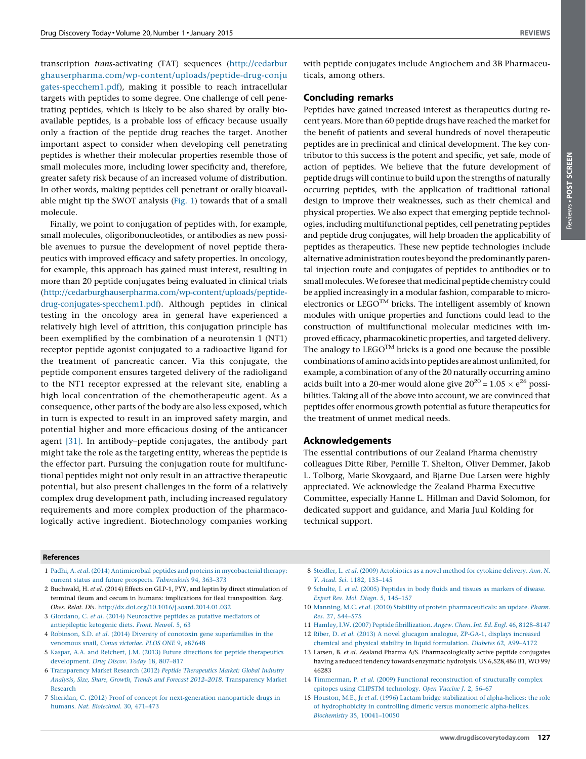transcription *trans*-activating (TAT) sequences (http://cedarburghauserpharma.com/wp-content/uploads/peptide-drug-conjugates-specchem1.pdf), making it possible to reach intracellular targets with peptides to some degree. One challenge of cell penetrating peptides, which is likely to be also shared by orally bioavailable peptides, is a probable loss of efficacy because usually only a fraction of the peptide drug reaches the target. Another important aspect to consider when developing cell penetrating peptides is whether their molecular properties resemble those of small molecules more, including lower specificity and, therefore, greater safety risk because of an increased volume of distribution. In other words, making peptides cell penetrant or orally bioavailable might tip the SWOT analysis (Fig. 1) towards that of a small molecule.

Finally, we point to conjugation of peptides with, for example, small molecules, oligoribonucleotides, or antibodies as new possible avenues to pursue the development of novel peptide therapeutics with improved efficacy and safety properties. In oncology, for example, this approach has gained must interest, resulting in more than 20 peptide conjugates being evaluated in clinical trials (http://cedarburghauserpharma.com/wp-content/uploads/peptide-drug-conjugates-specchem1.pdf). Although peptides in clinical testing in the oncology area in general have experienced a relatively high level of attrition, this conjugation principle has been exemplified by the combination of a neurotensin 1 (NT1) receptor peptide agonist conjugated to a radioactive ligand for the treatment of pancreatic cancer. Via this conjugate, the peptide component ensures targeted delivery of the radioligand to the NT1 receptor expressed at the relevant site, enabling a high local concentration of the chemotherapeutic agent. As a consequence, other parts of the body are also less exposed, which in turn is expected to result in an improved safety margin, and potential higher and more efficacious dosing of the anticancer agent [31]. In antibody–peptide conjugates, the antibody part might take the role as the targeting entity, whereas the peptide is the effector part. Pursuing the conjugation route for multifunctional peptides might not only result in an attractive therapeutic potential, but also present challenges in the form of a relatively complex drug development path, including increased regulatory requirements and more complex production of the pharmacologically active ingredient. Biotechnology companies working with peptide conjugates include Angiochem and 3B Pharmaceuticals, among others.

## Concluding remarks

Peptides have gained increased interest as therapeutics during recent years. More than 60 peptide drugs have reached the market for the benefit of patients and several hundreds of novel therapeutic peptides are in preclinical and clinical development. The key contributor to this success is the potent and specific, yet safe, mode of action of peptides. We believe that the future development of peptide drugs will continue to build upon the strengths of naturally occurring peptides, with the application of traditional rational design to improve their weaknesses, such as their chemical and physical properties. We also expect that emerging peptide technologies, including multifunctional peptides, cell penetrating peptides and peptide drug conjugates, will help broaden the applicability of peptides as therapeutics. These new peptide technologies include alternative administration routes beyond the predominantly parental injection route and conjugates of peptides to antibodies or to small molecules. We foresee that medicinal peptide chemistry could be applied increasingly in a modular fashion, comparable to microelectronics or LEGO™ bricks. The intelligent assembly of known modules with unique properties and functions could lead to the construction of multifunctional molecular medicines with improved efficacy, pharmacokinetic properties, and targeted delivery. The analogy to LEGO™ bricks is a good one because the possible combinations of amino acids into peptides are almost unlimited, for example, a combination of any of the 20 naturally occurring amino acids built into a 20-mer would alone give $20^{20} = 1.05 \times e^{26}$ possibilities. Taking all of the above into account, we are convinced that peptides offer enormous growth potential as future therapeutics for the treatment of unmet medical needs.

## Acknowledgements

The essential contributions of our Zealand Pharma chemistry colleagues Ditte Riber, Pernille T. Shelton, Oliver Demmer, Jakob L. Tolborg, Marie Skovgaard, and Bjarne Due Larsen were highly appreciated. We acknowledge the Zealand Pharma Executive Committee, especially Hanne L. Hillman and David Solomon, for dedicated support and guidance, and Maria Juul Kolding for technical support.

### References

1 Padhi, A. *et al.* (2014) Antimicrobial peptides and proteins in mycobacterial therapy: current status and future prospects. *Tuberculosis* 94, 363–373

2 Buchwald, H. *et al.* (2014) Effects on GLP-1, PYY, and leptin by direct stimulation of terminal ileum and cecum in humans: implications for ileal transposition. *Surg. Obes. Relat. Dis.* http://dx.doi.org/10.1016/j.soard.2014.01.032

3 Giordano, C. *et al.* (2014) Neuroactive peptides as putative mediators of antiepileptic ketogenic diets. *Front. Neurol.* 5, 63

4 Robinson, S.D. *et al.* (2014) Diversity of conotoxin gene superfamilies in the venomous snail, *Conus victoriae*. *PLOS ONE* 9, e87648

5 Kaspar, A.A. and Reichert, J.M. (2013) Future directions for peptide therapeutics development. *Drug Discov. Today* 18, 807–817

6 Transparency Market Research (2012) *Peptide Therapeutics Market: Global Industry Analysis, Size, Share, Growth, Trends and Forecast 2012–2018*. Transparency Market Research

7 Sheridan, C. (2012) Proof of concept for next-generation nanoparticle drugs in humans. *Nat. Biotechnol.* 30, 471–473

8 Steidler, L. *et al.* (2009) Actobiotics as a novel method for cytokine delivery. *Ann. N. Y. Acad. Sci.* 1182, 135–145

9 Schulte, I. *et al.* (2005) Peptides in body fluids and tissues as markers of disease. *Expert Rev. Mol. Diagn.* 5, 145–157

10 Manning, M.C. *et al.* (2010) Stability of protein pharmaceuticals: an update. *Pharm. Res.* 27, 544–575

11 Hamley, I.W. (2007) Peptide fibrillization. *Angew. Chem. Int. Ed. Engl.* 46, 8128–8147

12 Riber, D. *et al.* (2013) A novel glucagon analogue, ZP-GA-1, displays increased chemical and physical stability in liquid formulation. *Diabetes* 62, A99–A172

13 Larsen, B. *et al.* Zealand Pharma A/S. Pharmacologically active peptide conjugates having a reduced tendency towards enzymatic hydrolysis. US 6,528,486 B1, WO 99/46283

14 Timmerman, P. *et al.* (2009) Functional reconstruction of structurally complex epitopes using CLIPSTM technology. *Open Vaccine J.* 2, 56–67

15 Houston, M.E., Jr *et al.* (1996) Lactam bridge stabilization of alpha-helices: the role of hydrophobicity in controlling dimeric versus monomeric alpha-helices. *Biochemistry* 35, 10041–10050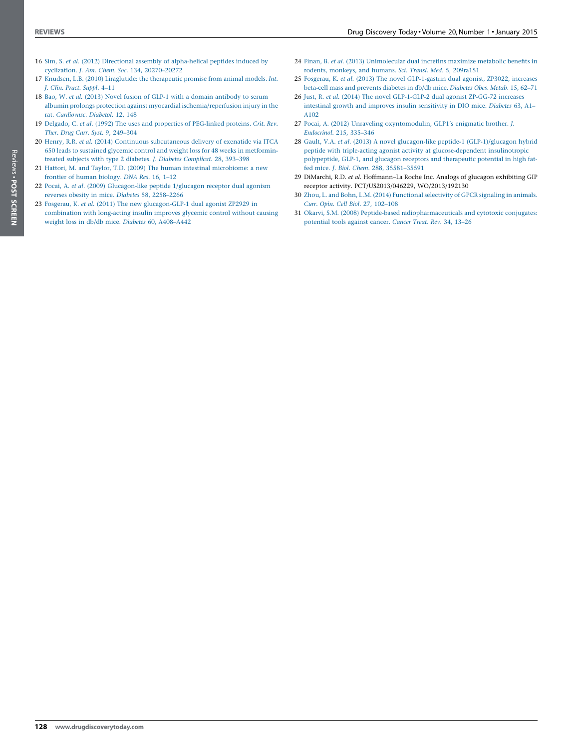16 Sim, S. *et al.* (2012) Directional assembly of alpha-helical peptides induced by cyclization. *J. Am. Chem. Soc.* 134, 20270–20272

17 Knudsen, L.B. (2010) Liraglutide: the therapeutic promise from animal models. *Int. J. Clin. Pract. Suppl.* 4–11

18 Bao, W. *et al.* (2013) Novel fusion of GLP-1 with a domain antibody to serum albumin prolongs protection against myocardial ischemia/reperfusion injury in the rat. *Cardiovasc. Diabetol.* 12, 148

19 Delgado, C. *et al.* (1992) The uses and properties of PEG-linked proteins. *Crit. Rev. Ther. Drug Carr. Syst.* 9, 249–304

20 Henry, R.R. *et al.* (2014) Continuous subcutaneous delivery of exenatide via ITCA 650 leads to sustained glycemic control and weight loss for 48 weeks in metformin-treated subjects with type 2 diabetes. *J. Diabetes Complicat.* 28, 393–398

21 Hattori, M. and Taylor, T.D. (2009) The human intestinal microbiome: a new frontier of human biology. *DNA Res.* 16, 1–12

22 Pocai, A. *et al.* (2009) Glucagon-like peptide 1/glucagon receptor dual agonism reverses obesity in mice. *Diabetes* 58, 2258–2266

23 Fosgerau, K. *et al.* (2011) The new glucagon-GLP-1 dual agonist ZP2929 in combination with long-acting insulin improves glycemic control without causing weight loss in db/db mice. *Diabetes* 60, A408–A442

24 Finan, B. *et al.* (2013) Unimolecular dual incretins maximize metabolic benefits in rodents, monkeys, and humans. *Sci. Transl. Med.* 5, 209ra151

25 Fosgerau, K. *et al.* (2013) The novel GLP-1-gastrin dual agonist, ZP3022, increases beta-cell mass and prevents diabetes in db/db mice. *Diabetes Obes. Metab.* 15, 62–71

26 Just, R. *et al.* (2014) The novel GLP-1-GLP-2 dual agonist ZP-GG-72 increases intestinal growth and improves insulin sensitivity in DIO mice. *Diabetes* 63, A1–A102

27 Pocai, A. (2012) Unraveling oxyntomodulin, GLP1's enigmatic brother. *J. Endocrinol.* 215, 335–346

28 Gault, V.A. *et al.* (2013) A novel glucagon-like peptide-1 (GLP-1)/glucagon hybrid peptide with triple-acting agonist activity at glucose-dependent insulinotropic polypeptide, GLP-1, and glucagon receptors and therapeutic potential in high fat-fed mice. *J. Biol. Chem.* 288, 35581–35591

29 DiMarchi, R.D. *et al.* Hoffmann–La Roche Inc. Analogs of glucagon exhibiting GIP receptor activity. PCT/US2013/046229, WO/2013/192130

30 Zhou, L. and Bohn, L.M. (2014) Functional selectivity of GPCR signaling in animals. *Curr. Opin. Cell Biol.* 27, 102–108

31 Okarvi, S.M. (2008) Peptide-based radiopharmaceuticals and cytotoxic conjugates: potential tools against cancer. *Cancer Treat. Rev.* 34, 13–26